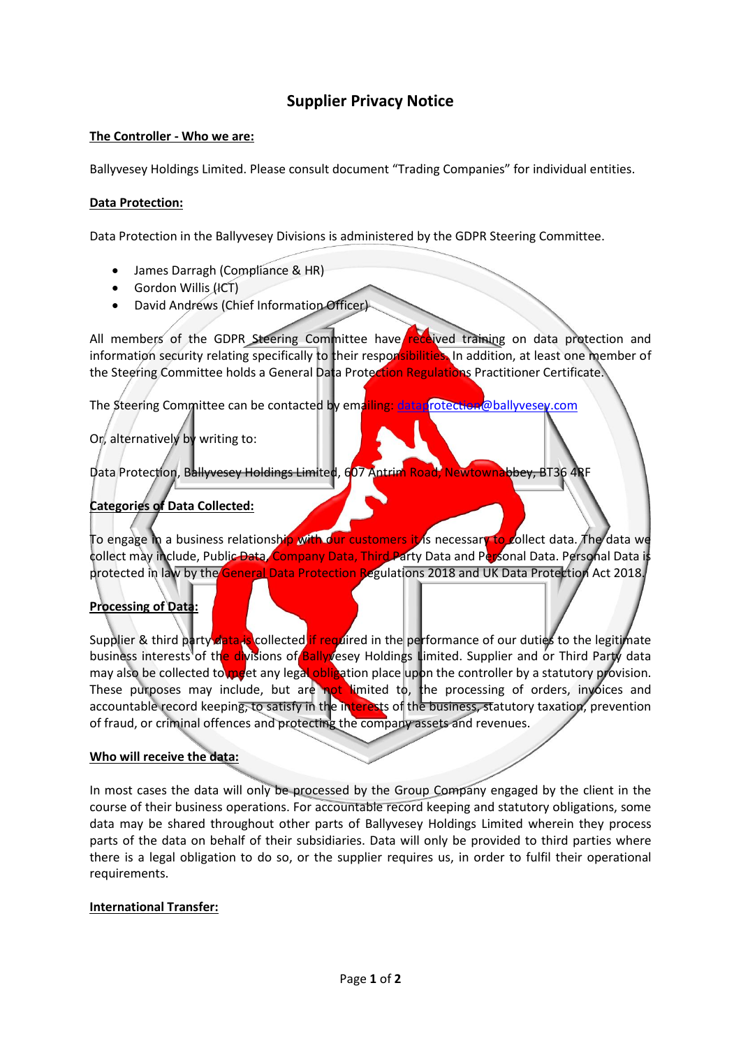# Supplier Privacy Notice

**The Controller - Who we are:**

Ballyvesey Holdings Limited. Please consult document "Trading Companies" for individual entities.

**Data Protection:**

Data Protection in the Ballyvesey Divisions is administered by the GDPR Steering Committee.

- James Darragh (Compliance & HR)
- Gordon Willis (ICT)
- David Andrews (Chief Information Officer)

All members of the GDPR Steering Committee have received training on data protection and information security relating specifically to their responsibilities. In addition, at least one member of the Steering Committee holds a General Data Protection Regulations Practitioner Certificate.

The Steering Committee can be contacted by emailing: dataprotection@ballyvesey.com

Or, alternatively by writing to:

Data Protection, Ballyvesey Holdings Limited, 607 Antrim Road, Newtownabbey, BT36 4RF

**Categories of Data Collected:**

To engage in a business relationship with our customers it is necessary to collect data. The data we collect may include, Public Data, Company Data, Third Party Data and Personal Data. Personal Data is protected in law by the General Data Protection Regulations 2018 and UK Data Protection Act 2018.

**Processing of Data:**

Supplier & third party data is collected if required in the performance of our duties to the legitimate business interests of the divisions of Ballyvesey Holdings Limited. Supplier and or Third Party data may also be collected to meet any legal obligation place upon the controller by a statutory provision. These purposes may include, but are not limited to, the processing of orders, invoices and accountable record keeping, to satisfy in the interests of the business, statutory taxation, prevention of fraud, or criminal offences and protecting the company assets and revenues.

**Who will receive the data:**

In most cases the data will only be processed by the Group Company engaged by the client in the course of their business operations. For accountable record keeping and statutory obligations, some data may be shared throughout other parts of Ballyvesey Holdings Limited wherein they process parts of the data on behalf of their subsidiaries. Data will only be provided to third parties where there is a legal obligation to do so, or the supplier requires us, in order to fulfil their operational requirements.

**International Transfer:**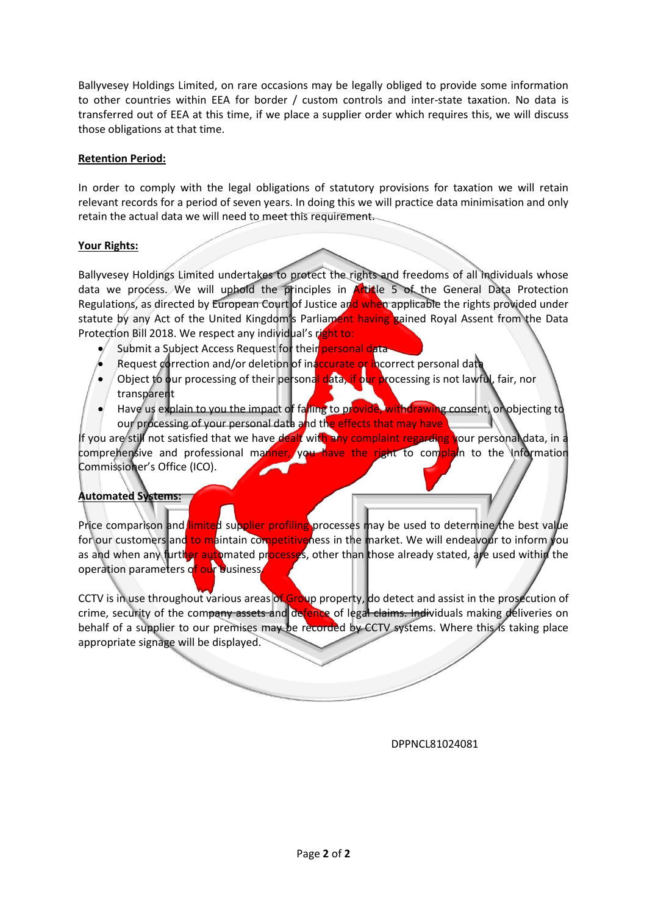Ballyvesey Holdings Limited, on rare occasions may be legally obliged to provide some information to other countries within EEA for border / custom controls and inter-state taxation. No data is transferred out of EEA at this time, if we place a supplier order which requires this, we will discuss those obligations at that time.

**Retention Period:**

In order to comply with the legal obligations of statutory provisions for taxation we will retain relevant records for a period of seven years. In doing this we will practice data minimisation and only retain the actual data we will need to meet this requirement.

**Your Rights:**

Ballyvesey Holdings Limited undertakes to protect the rights and freedoms of all individuals whose data we process. We will uphold the principles in Article 5 of the General Data Protection Regulations, as directed by European Court of Justice and when applicable the rights provided under statute by any Act of the United Kingdom's Parliament having gained Royal Assent from the Data Protection Bill 2018. We respect any individual's right to:

- Submit a Subject Access Request for their personal data
- Request correction and/or deletion of inaccurate or incorrect personal data
- Object to our processing of their personal data, if our processing is not lawful, fair, nor transparent
- Have us explain to you the impact of failing to provide, withdrawing consent, or objecting to our processing of your personal data and the effects that may have

If you are still not satisfied that we have dealt with any complaint regarding your personal data, in a comprehensive and professional manner, you have the right to complain to the Information Commissioner's Office (ICO).

**Automated Systems:**

Price comparison and limited supplier profiling processes may be used to determine the best value for our customers and to maintain competitiveness in the market. We will endeavour to inform you as and when any further automated processes, other than those already stated, are used within the operation parameters of our business.

CCTV is in use throughout various areas of Group property, do detect and assist in the prosecution of crime, security of the company assets and defence of legal claims. Individuals making deliveries on behalf of a supplier to our premises may be recorded by CCTV systems. Where this is taking place appropriate signage will be displayed.

DPPNCL81024081